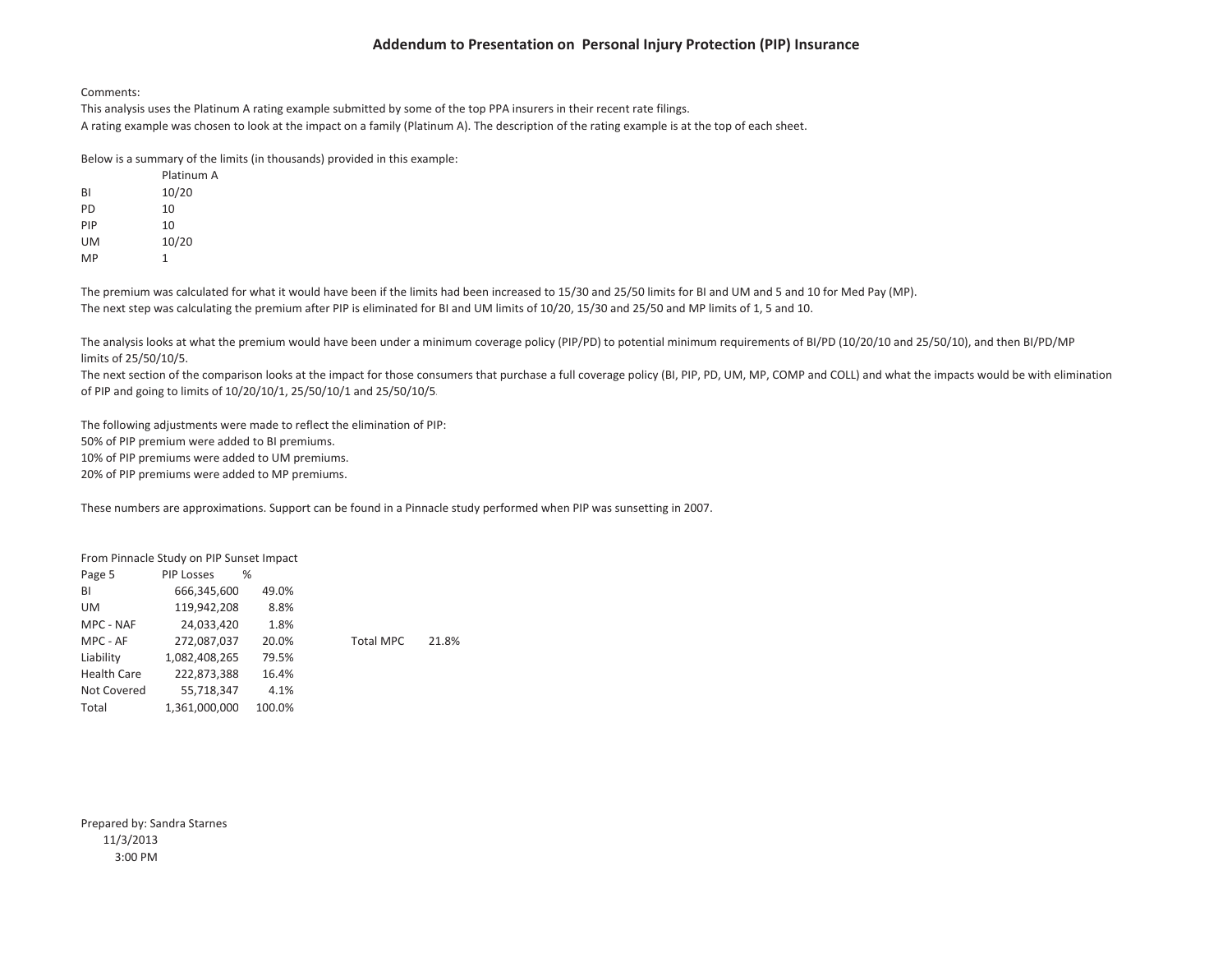# Addendum to Presentation on Personal Injury Protection (PIP) Insurance

Comments:

This analysis uses the Platinum A rating example submitted by some of the top PPA insurers in their recent rate filings.

A rating example was chosen to look at the impact on a family (Platinum A). The description of the rating example is at the top of each sheet.

Below is a summary of the limits (in thousands) provided in this example:

| | Platinum A |
|---|---|
| BI | 10/20 |
| PD | 10 |
| PIP | 10 |
| UM | 10/20 |
| MP | 1 |

The premium was calculated for what it would have been if the limits had been increased to 15/30 and 25/50 limits for BI and UM and 5 and 10 for Med Pay (MP).

The next step was calculating the premium after PIP is eliminated for BI and UM limits of 10/20, 15/30 and 25/50 and MP limits of 1, 5 and 10.

The analysis looks at what the premium would have been under a minimum coverage policy (PIP/PD) to potential minimum requirements of BI/PD (10/20/10 and 25/50/10), and then BI/PD/MP limits of 25/50/10/5.

The next section of the comparison looks at the impact for those consumers that purchase a full coverage policy (BI, PIP, PD, UM, MP, COMP and COLL) and what the impacts would be with elimination of PIP and going to limits of 10/20/10/1, 25/50/10/1 and 25/50/10/5.

The following adjustments were made to reflect the elimination of PIP:

50% of PIP premium were added to BI premiums.

10% of PIP premiums were added to UM premiums.

20% of PIP premiums were added to MP premiums.

These numbers are approximations. Support can be found in a Pinnacle study performed when PIP was sunsetting in 2007.

From Pinnacle Study on PIP Sunset Impact

| Page 5 | PIP Losses | % | | |
|---|---|---|---|---|
| BI | 666,345,600 | 49.0% | | |
| UM | 119,942,208 | 8.8% | | |
| MPC - NAF | 24,033,420 | 1.8% | | |
| MPC - AF | 272,087,037 | 20.0% | Total MPC | 21.8% |
| Liability | 1,082,408,265 | 79.5% | | |
| Health Care | 222,873,388 | 16.4% | | |
| Not Covered | 55,718,347 | 4.1% | | |
| Total | 1,361,000,000 | 100.0% | | |

Prepared by: Sandra Starnes
11/3/2013
3:00 PM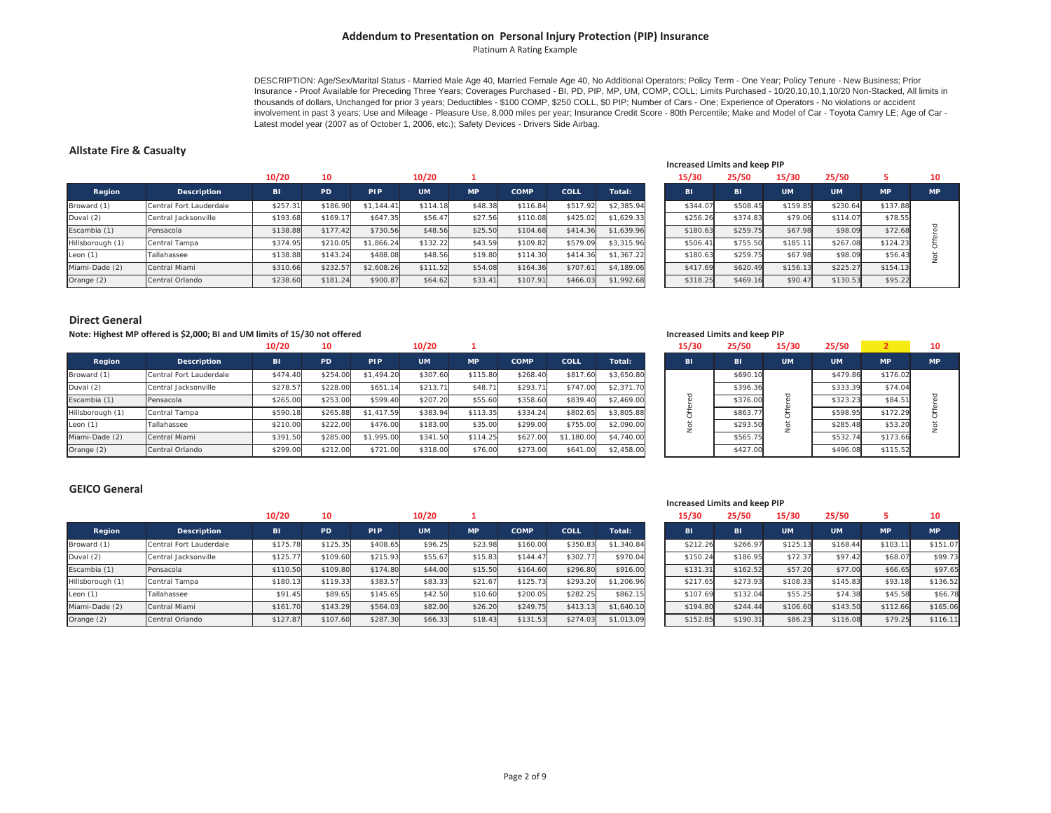## Addendum to Presentation on Personal Injury Protection (PIP) Insurance

Platinum A Rating Example

DESCRIPTION: Age/Sex/Marital Status - Married Male Age 40, Married Female Age 40, No Additional Operators; Policy Term - One Year; Policy Tenure - New Business; Prior Insurance - Proof Available for Preceding Three Years; Coverages Purchased - BI, PD, PIP, MP, UM, COMP, COLL; Limits Purchased - 10/20,10,10,1,10/20 Non-Stacked, All limits in thousands of dollars, Unchanged for prior 3 years; Deductibles - $100 COMP, $250 COLL, $0 PIP; Number of Cars - One; Experience of Operators - No violations or accident involvement in past 3 years; Use and Mileage - Pleasure Use, 8,000 miles per year; Insurance Credit Score - 80th Percentile; Make and Model of Car - Toyota Camry LE; Age of Car - Latest model year (2007 as of October 1, 2006, etc.); Safety Devices - Drivers Side Airbag.

### Allstate Fire & Casualty

| | | 10/20 | 10 | | 10/20 | 1 | | | | Increased Limits and keep PIP 15/30 | 25/50 | 15/30 | 25/50 | 5 | 10 |
|---|---|---|---|---|---|---|---|---|---|---|---|---|---|---|---|
| **Region** | **Description** | **BI** | **PD** | **PIP** | **UM** | **MP** | **COMP** | **COLL** | **Total:** | **BI** | **BI** | **UM** | **UM** | **MP** | **MP** |
| Broward (1) | Central Fort Lauderdale | $257.31 | $186.90 | $1,144.41 | $114.18 | $48.38 | $116.84 | $517.92 | $2,385.94 | $344.07 | $508.45 | $159.85 | $230.64 | $137.88 | Not Offered |
| Duval (2) | Central Jacksonville | $193.68 | $169.17 | $647.35 | $56.47 | $27.56 | $110.08 | $425.02 | $1,629.33 | $256.26 | $374.83 | $79.06 | $114.07 | $78.55 | Not Offered |
| Escambia (1) | Pensacola | $138.88 | $177.42 | $730.56 | $48.56 | $25.50 | $104.68 | $414.36 | $1,639.96 | $180.63 | $259.75 | $67.98 | $98.09 | $72.68 | Not Offered |
| Hillsborough (1) | Central Tampa | $374.95 | $210.05 | $1,866.24 | $132.22 | $43.59 | $109.82 | $579.09 | $3,315.96 | $506.41 | $755.50 | $185.11 | $267.08 | $124.23 | Not Offered |
| Leon (1) | Tallahassee | $138.88 | $143.24 | $488.08 | $48.56 | $19.80 | $114.30 | $414.36 | $1,367.22 | $180.63 | $259.75 | $67.98 | $98.09 | $56.43 | Not Offered |
| Miami-Dade (2) | Central Miami | $310.66 | $232.57 | $2,608.26 | $111.52 | $54.08 | $164.36 | $707.61 | $4,189.06 | $417.69 | $620.49 | $156.13 | $225.27 | $154.13 | Not Offered |
| Orange (2) | Central Orlando | $238.60 | $181.24 | $900.87 | $64.62 | $33.41 | $107.91 | $466.03 | $1,992.68 | $318.25 | $469.16 | $90.47 | $130.53 | $95.22 | Not Offered |

### Direct General

**Note: Highest MP offered is $2,000; BI and UM limits of 15/30 not offered**

| | | 10/20 | 10 | | 10/20 | 1 | | | | Increased Limits and keep PIP 15/30 | 25/50 | 15/30 | 25/50 | 2 | 10 |
|---|---|---|---|---|---|---|---|---|---|---|---|---|---|---|---|
| **Region** | **Description** | **BI** | **PD** | **PIP** | **UM** | **MP** | **COMP** | **COLL** | **Total:** | **BI** | **BI** | **UM** | **UM** | **MP** | **MP** |
| Broward (1) | Central Fort Lauderdale | $474.40 | $254.00 | $1,494.20 | $307.60 | $115.80 | $268.40 | $817.60 | $3,650.80 | Not Offered | $690.10 | Not Offered | $479.86 | $176.02 | Not Offered |
| Duval (2) | Central Jacksonville | $278.57 | $228.00 | $651.14 | $213.71 | $48.71 | $293.71 | $747.00 | $2,371.70 | Not Offered | $396.36 | Not Offered | $333.39 | $74.04 | Not Offered |
| Escambia (1) | Pensacola | $265.00 | $253.00 | $599.40 | $207.20 | $55.60 | $358.60 | $839.40 | $2,469.00 | Not Offered | $376.00 | Not Offered | $323.23 | $84.51 | Not Offered |
| Hillsborough (1) | Central Tampa | $590.18 | $265.88 | $1,417.59 | $383.94 | $113.35 | $334.24 | $802.65 | $3,805.88 | Not Offered | $863.77 | Not Offered | $598.95 | $172.29 | Not Offered |
| Leon (1) | Tallahassee | $210.00 | $222.00 | $476.00 | $183.00 | $35.00 | $299.00 | $755.00 | $2,090.00 | Not Offered | $293.50 | Not Offered | $285.48 | $53.20 | Not Offered |
| Miami-Dade (2) | Central Miami | $391.50 | $285.00 | $1,995.00 | $341.50 | $114.25 | $627.00 | $1,180.00 | $4,740.00 | Not Offered | $565.75 | Not Offered | $532.74 | $173.66 | Not Offered |
| Orange (2) | Central Orlando | $299.00 | $212.00 | $721.00 | $318.00 | $76.00 | $273.00 | $641.00 | $2,458.00 | Not Offered | $427.00 | Not Offered | $496.08 | $115.52 | Not Offered |

### GEICO General

| | | 10/20 | 10 | | 10/20 | 1 | | | | Increased Limits and keep PIP 15/30 | 25/50 | 15/30 | 25/50 | 5 | 10 |
|---|---|---|---|---|---|---|---|---|---|---|---|---|---|---|---|
| **Region** | **Description** | **BI** | **PD** | **PIP** | **UM** | **MP** | **COMP** | **COLL** | **Total:** | **BI** | **BI** | **UM** | **UM** | **MP** | **MP** |
| Broward (1) | Central Fort Lauderdale | $175.78 | $125.35 | $408.65 | $96.25 | $23.98 | $160.00 | $350.83 | $1,340.84 | $212.26 | $266.97 | $125.13 | $168.44 | $103.11 | $151.07 |
| Duval (2) | Central Jacksonville | $125.77 | $109.60 | $215.93 | $55.67 | $15.83 | $144.47 | $302.77 | $970.04 | $150.24 | $186.95 | $72.37 | $97.42 | $68.07 | $99.73 |
| Escambia (1) | Pensacola | $110.50 | $109.80 | $174.80 | $44.00 | $15.50 | $164.60 | $296.80 | $916.00 | $131.31 | $162.52 | $57.20 | $77.00 | $66.65 | $97.65 |
| Hillsborough (1) | Central Tampa | $180.13 | $119.33 | $383.57 | $83.33 | $21.67 | $125.73 | $293.20 | $1,206.96 | $217.65 | $273.93 | $108.33 | $145.83 | $93.18 | $136.52 |
| Leon (1) | Tallahassee | $91.45 | $89.65 | $145.65 | $42.50 | $10.60 | $200.05 | $282.25 | $862.15 | $107.69 | $132.04 | $55.25 | $74.38 | $45.58 | $66.78 |
| Miami-Dade (2) | Central Miami | $161.70 | $143.29 | $564.03 | $82.00 | $26.20 | $249.75 | $413.13 | $1,640.10 | $194.80 | $244.44 | $106.60 | $143.50 | $112.66 | $165.06 |
| Orange (2) | Central Orlando | $127.87 | $107.60 | $287.30 | $66.33 | $18.43 | $131.53 | $274.03 | $1,013.09 | $152.85 | $190.31 | $86.23 | $116.08 | $79.25 | $116.11 |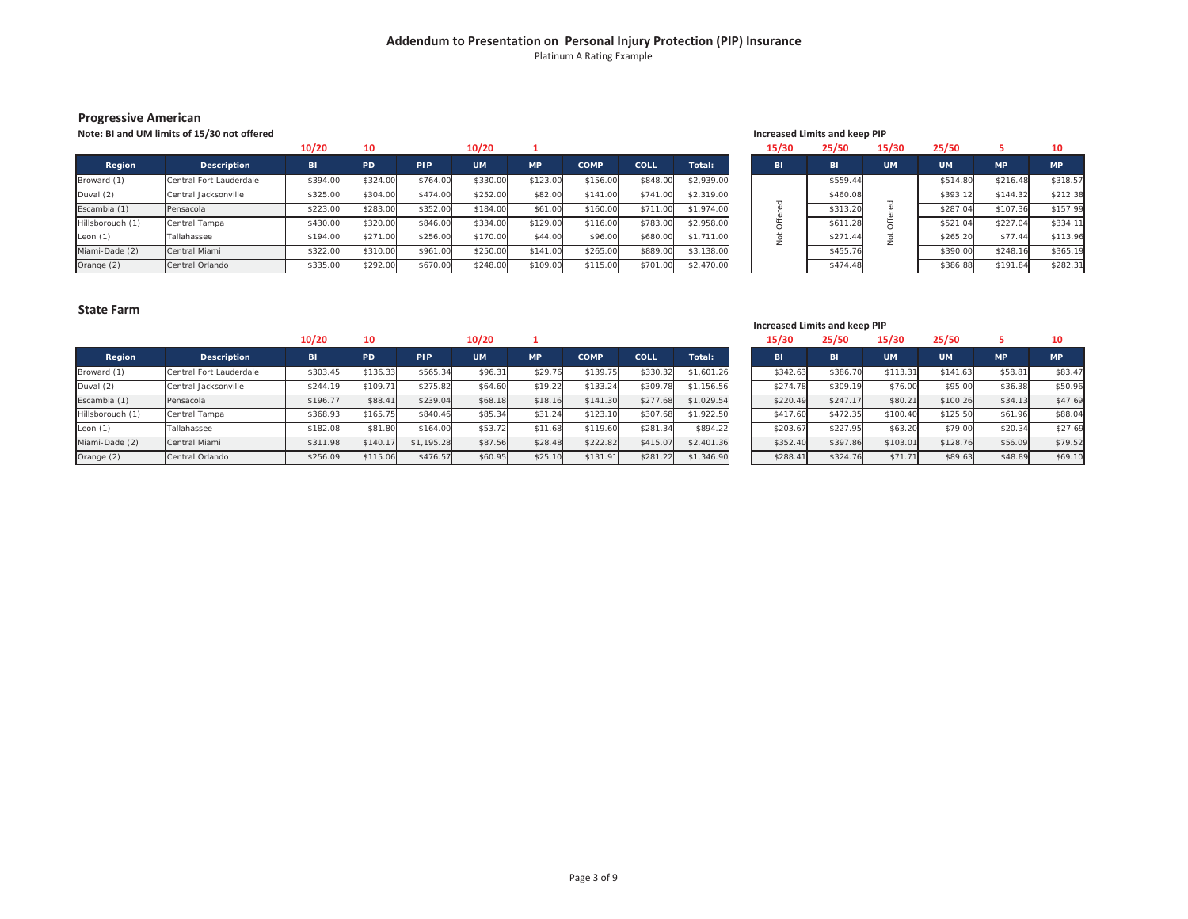# Addendum to Presentation on Personal Injury Protection (PIP) Insurance

Platinum A Rating Example

## Progressive American

**Note: BI and UM limits of 15/30 not offered**

| | | 10/20 | 10 | | 10/20 | 1 | | | |
|---|---|---|---|---|---|---|---|---|---|
| **Region** | **Description** | **BI** | **PD** | **PIP** | **UM** | **MP** | **COMP** | **COLL** | **Total:** |
| Broward (1) | Central Fort Lauderdale | $394.00 | $324.00 | $764.00 | $330.00 | $123.00 | $156.00 | $848.00 | $2,939.00 |
| Duval (2) | Central Jacksonville | $325.00 | $304.00 | $474.00 | $252.00 | $82.00 | $141.00 | $741.00 | $2,319.00 |
| Escambia (1) | Pensacola | $223.00 | $283.00 | $352.00 | $184.00 | $61.00 | $160.00 | $711.00 | $1,974.00 |
| Hillsborough (1) | Central Tampa | $430.00 | $320.00 | $846.00 | $334.00 | $129.00 | $116.00 | $783.00 | $2,958.00 |
| Leon (1) | Tallahassee | $194.00 | $271.00 | $256.00 | $170.00 | $44.00 | $96.00 | $680.00 | $1,711.00 |
| Miami-Dade (2) | Central Miami | $322.00 | $310.00 | $961.00 | $250.00 | $141.00 | $265.00 | $889.00 | $3,138.00 |
| Orange (2) | Central Orlando | $335.00 | $292.00 | $670.00 | $248.00 | $109.00 | $115.00 | $701.00 | $2,470.00 |

**Increased Limits and keep PIP**

| 15/30 | 25/50 | 15/30 | 25/50 | 5 | 10 |
|---|---|---|---|---|---|
| **BI** | **BI** | **UM** | **UM** | **MP** | **MP** |
| Not Offered | $559.44 | Not Offered | $514.80 | $216.48 | $318.57 |
| Not Offered | $460.08 | Not Offered | $393.12 | $144.32 | $212.38 |
| Not Offered | $313.20 | Not Offered | $287.04 | $107.36 | $157.99 |
| Not Offered | $611.28 | Not Offered | $521.04 | $227.04 | $334.11 |
| Not Offered | $271.44 | Not Offered | $265.20 | $77.44 | $113.96 |
| Not Offered | $455.76 | Not Offered | $390.00 | $248.16 | $365.19 |
| Not Offered | $474.48 | Not Offered | $386.88 | $191.84 | $282.31 |

## State Farm

| | | 10/20 | 10 | | 10/20 | 1 | | | |
|---|---|---|---|---|---|---|---|---|---|
| **Region** | **Description** | **BI** | **PD** | **PIP** | **UM** | **MP** | **COMP** | **COLL** | **Total:** |
| Broward (1) | Central Fort Lauderdale | $303.45 | $136.33 | $565.34 | $96.31 | $29.76 | $139.75 | $330.32 | $1,601.26 |
| Duval (2) | Central Jacksonville | $244.19 | $109.71 | $275.82 | $64.60 | $19.22 | $133.24 | $309.78 | $1,156.56 |
| Escambia (1) | Pensacola | $196.77 | $88.41 | $239.04 | $68.18 | $18.16 | $141.30 | $277.68 | $1,029.54 |
| Hillsborough (1) | Central Tampa | $368.93 | $165.75 | $840.46 | $85.34 | $31.24 | $123.10 | $307.68 | $1,922.50 |
| Leon (1) | Tallahassee | $182.08 | $81.80 | $164.00 | $53.72 | $11.68 | $119.60 | $281.34 | $894.22 |
| Miami-Dade (2) | Central Miami | $311.98 | $140.17 | $1,195.28 | $87.56 | $28.48 | $222.82 | $415.07 | $2,401.36 |
| Orange (2) | Central Orlando | $256.09 | $115.06 | $476.57 | $60.95 | $25.10 | $131.91 | $281.22 | $1,346.90 |

**Increased Limits and keep PIP**

| 15/30 | 25/50 | 15/30 | 25/50 | 5 | 10 |
|---|---|---|---|---|---|
| **BI** | **BI** | **UM** | **UM** | **MP** | **MP** |
| $342.63 | $386.70 | $113.31 | $141.63 | $58.81 | $83.47 |
| $274.78 | $309.19 | $76.00 | $95.00 | $36.38 | $50.96 |
| $220.49 | $247.17 | $80.21 | $100.26 | $34.13 | $47.69 |
| $417.60 | $472.35 | $100.40 | $125.50 | $61.96 | $88.04 |
| $203.67 | $227.95 | $63.20 | $79.00 | $20.34 | $27.69 |
| $352.40 | $397.86 | $103.01 | $128.76 | $56.09 | $79.52 |
| $288.41 | $324.76 | $71.71 | $89.63 | $48.89 | $69.10 |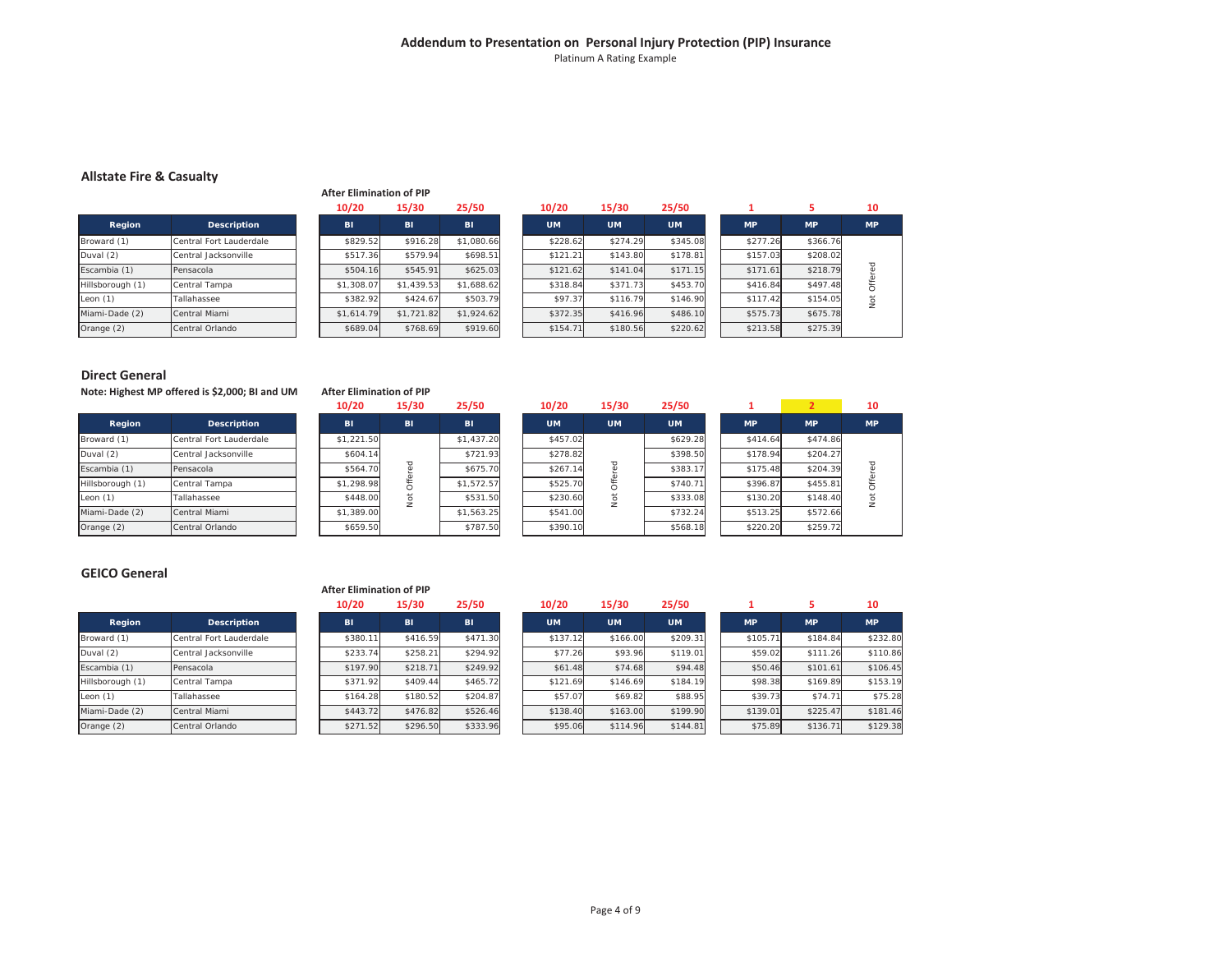## Addendum to Presentation on Personal Injury Protection (PIP) Insurance

Platinum A Rating Example

### Allstate Fire & Casualty

| | | After Elimination of PIP | | | | | | | | |
|---|---|---|---|---|---|---|---|---|---|---|
| | | 10/20 | 15/30 | 25/50 | 10/20 | 15/30 | 25/50 | 1 | 5 | 10 |
| **Region** | **Description** | **BI** | **BI** | **BI** | **UM** | **UM** | **UM** | **MP** | **MP** | **MP** |
| Broward (1) | Central Fort Lauderdale | $829.52 | $916.28 | $1,080.66 | $228.62 | $274.29 | $345.08 | $277.26 | $366.76 | Not Offered |
| Duval (2) | Central Jacksonville | $517.36 | $579.94 | $698.51 | $121.21 | $143.80 | $178.81 | $157.03 | $208.02 | Not Offered |
| Escambia (1) | Pensacola | $504.16 | $545.91 | $625.03 | $121.62 | $141.04 | $171.15 | $171.61 | $218.79 | Not Offered |
| Hillsborough (1) | Central Tampa | $1,308.07 | $1,439.53 | $1,688.62 | $318.84 | $371.73 | $453.70 | $416.84 | $497.48 | Not Offered |
| Leon (1) | Tallahassee | $382.92 | $424.67 | $503.79 | $97.37 | $116.79 | $146.90 | $117.42 | $154.05 | Not Offered |
| Miami-Dade (2) | Central Miami | $1,614.79 | $1,721.82 | $1,924.62 | $372.35 | $416.96 | $486.10 | $575.73 | $675.78 | Not Offered |
| Orange (2) | Central Orlando | $689.04 | $768.69 | $919.60 | $154.71 | $180.56 | $220.62 | $213.58 | $275.39 | Not Offered |

### Direct General

**Note: Highest MP offered is $2,000; BI and UM**

| | | After Elimination of PIP | | | | | | | | |
|---|---|---|---|---|---|---|---|---|---|---|
| | | 10/20 | 15/30 | 25/50 | 10/20 | 15/30 | 25/50 | 1 | 2 | 10 |
| **Region** | **Description** | **BI** | **BI** | **BI** | **UM** | **UM** | **UM** | **MP** | **MP** | **MP** |
| Broward (1) | Central Fort Lauderdale | $1,221.50 | Not Offered | $1,437.20 | $457.02 | Not Offered | $629.28 | $414.64 | $474.86 | Not Offered |
| Duval (2) | Central Jacksonville | $604.14 | Not Offered | $721.93 | $278.82 | Not Offered | $398.50 | $178.94 | $204.27 | Not Offered |
| Escambia (1) | Pensacola | $564.70 | Not Offered | $675.70 | $267.14 | Not Offered | $383.17 | $175.48 | $204.39 | Not Offered |
| Hillsborough (1) | Central Tampa | $1,298.98 | Not Offered | $1,572.57 | $525.70 | Not Offered | $740.71 | $396.87 | $455.81 | Not Offered |
| Leon (1) | Tallahassee | $448.00 | Not Offered | $531.50 | $230.60 | Not Offered | $333.08 | $130.20 | $148.40 | Not Offered |
| Miami-Dade (2) | Central Miami | $1,389.00 | Not Offered | $1,563.25 | $541.00 | Not Offered | $732.24 | $513.25 | $572.66 | Not Offered |
| Orange (2) | Central Orlando | $659.50 | Not Offered | $787.50 | $390.10 | Not Offered | $568.18 | $220.20 | $259.72 | Not Offered |

### GEICO General

| | | After Elimination of PIP | | | | | | | | |
|---|---|---|---|---|---|---|---|---|---|---|
| | | 10/20 | 15/30 | 25/50 | 10/20 | 15/30 | 25/50 | 1 | 5 | 10 |
| **Region** | **Description** | **BI** | **BI** | **BI** | **UM** | **UM** | **UM** | **MP** | **MP** | **MP** |
| Broward (1) | Central Fort Lauderdale | $380.11 | $416.59 | $471.30 | $137.12 | $166.00 | $209.31 | $105.71 | $184.84 | $232.80 |
| Duval (2) | Central Jacksonville | $233.74 | $258.21 | $294.92 | $77.26 | $93.96 | $119.01 | $59.02 | $111.26 | $110.86 |
| Escambia (1) | Pensacola | $197.90 | $218.71 | $249.92 | $61.48 | $74.68 | $94.48 | $50.46 | $101.61 | $106.45 |
| Hillsborough (1) | Central Tampa | $371.92 | $409.44 | $465.72 | $121.69 | $146.69 | $184.19 | $98.38 | $169.89 | $153.19 |
| Leon (1) | Tallahassee | $164.28 | $180.52 | $204.87 | $57.07 | $69.82 | $88.95 | $39.73 | $74.71 | $75.28 |
| Miami-Dade (2) | Central Miami | $443.72 | $476.82 | $526.46 | $138.40 | $163.00 | $199.90 | $139.01 | $225.47 | $181.46 |
| Orange (2) | Central Orlando | $271.52 | $296.50 | $333.96 | $95.06 | $114.96 | $144.81 | $75.89 | $136.71 | $129.38 |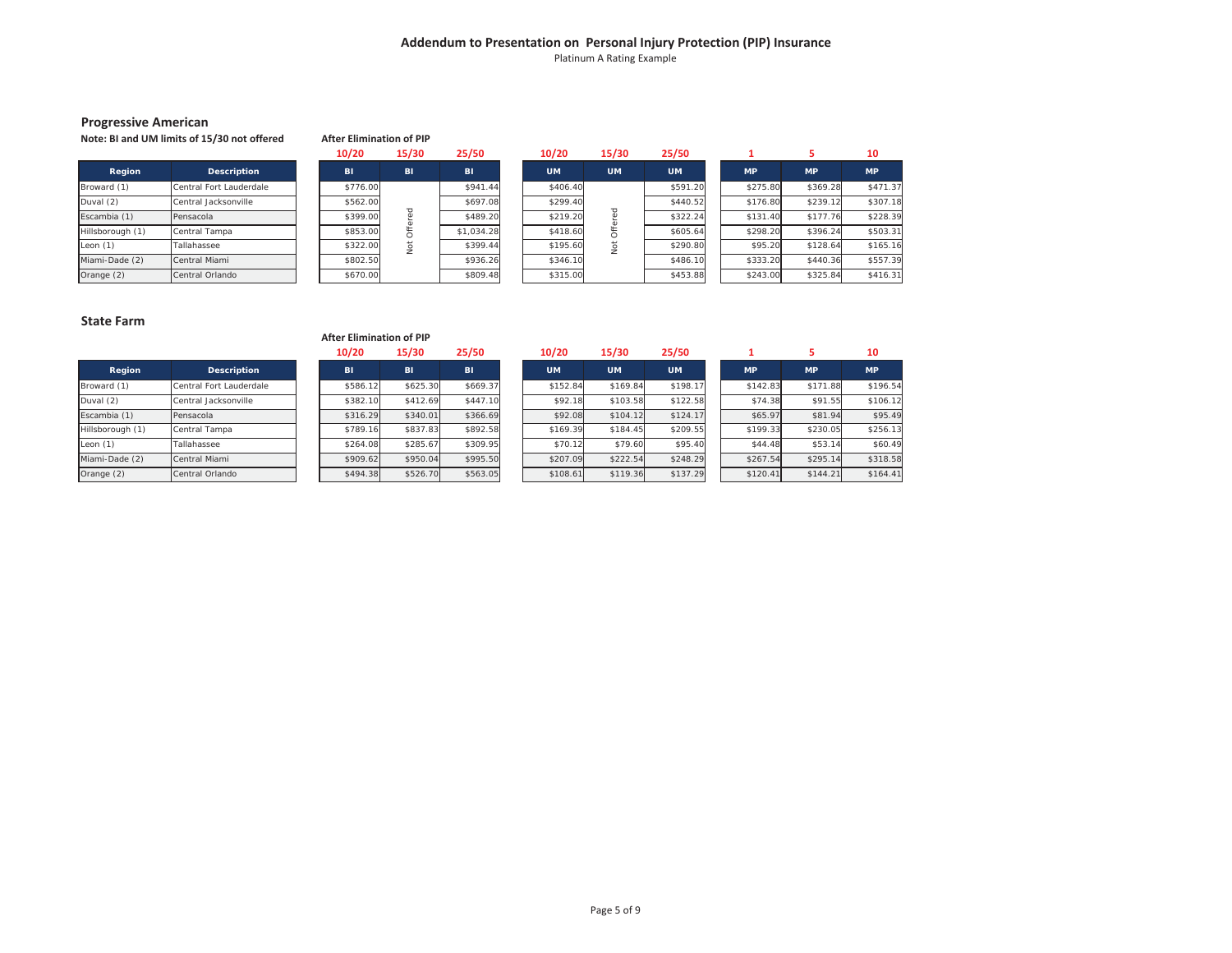## Addendum to Presentation on Personal Injury Protection (PIP) Insurance

Platinum A Rating Example

### Progressive American

**Note: BI and UM limits of 15/30 not offered**

**After Elimination of PIP**

| Region | Description | 10/20 BI | 15/30 BI | 25/50 BI | 10/20 UM | 15/30 UM | 25/50 UM | 1 MP | 5 MP | 10 MP |
|---|---|---|---|---|---|---|---|---|---|---|
| Broward (1) | Central Fort Lauderdale | $776.00 | Not Offered | $941.44 | $406.40 | Not Offered | $591.20 | $275.80 | $369.28 | $471.37 |
| Duval (2) | Central Jacksonville | $562.00 | Not Offered | $697.08 | $299.40 | Not Offered | $440.52 | $176.80 | $239.12 | $307.18 |
| Escambia (1) | Pensacola | $399.00 | Not Offered | $489.20 | $219.20 | Not Offered | $322.24 | $131.40 | $177.76 | $228.39 |
| Hillsborough (1) | Central Tampa | $853.00 | Not Offered | $1,034.28 | $418.60 | Not Offered | $605.64 | $298.20 | $396.24 | $503.31 |
| Leon (1) | Tallahassee | $322.00 | Not Offered | $399.44 | $195.60 | Not Offered | $290.80 | $95.20 | $128.64 | $165.16 |
| Miami-Dade (2) | Central Miami | $802.50 | Not Offered | $936.26 | $346.10 | Not Offered | $486.10 | $333.20 | $440.36 | $557.39 |
| Orange (2) | Central Orlando | $670.00 | Not Offered | $809.48 | $315.00 | Not Offered | $453.88 | $243.00 | $325.84 | $416.31 |

### State Farm

**After Elimination of PIP**

| Region | Description | 10/20 BI | 15/30 BI | 25/50 BI | 10/20 UM | 15/30 UM | 25/50 UM | 1 MP | 5 MP | 10 MP |
|---|---|---|---|---|---|---|---|---|---|---|
| Broward (1) | Central Fort Lauderdale | $586.12 | $625.30 | $669.37 | $152.84 | $169.84 | $198.17 | $142.83 | $171.88 | $196.54 |
| Duval (2) | Central Jacksonville | $382.10 | $412.69 | $447.10 | $92.18 | $103.58 | $122.58 | $74.38 | $91.55 | $106.12 |
| Escambia (1) | Pensacola | $316.29 | $340.01 | $366.69 | $92.08 | $104.12 | $124.17 | $65.97 | $81.94 | $95.49 |
| Hillsborough (1) | Central Tampa | $789.16 | $837.83 | $892.58 | $169.39 | $184.45 | $209.55 | $199.33 | $230.05 | $256.13 |
| Leon (1) | Tallahassee | $264.08 | $285.67 | $309.95 | $70.12 | $79.60 | $95.40 | $44.48 | $53.14 | $60.49 |
| Miami-Dade (2) | Central Miami | $909.62 | $950.04 | $995.50 | $207.09 | $222.54 | $248.29 | $267.54 | $295.14 | $318.58 |
| Orange (2) | Central Orlando | $494.38 | $526.70 | $563.05 | $108.61 | $119.36 | $137.29 | $120.41 | $144.21 | $164.41 |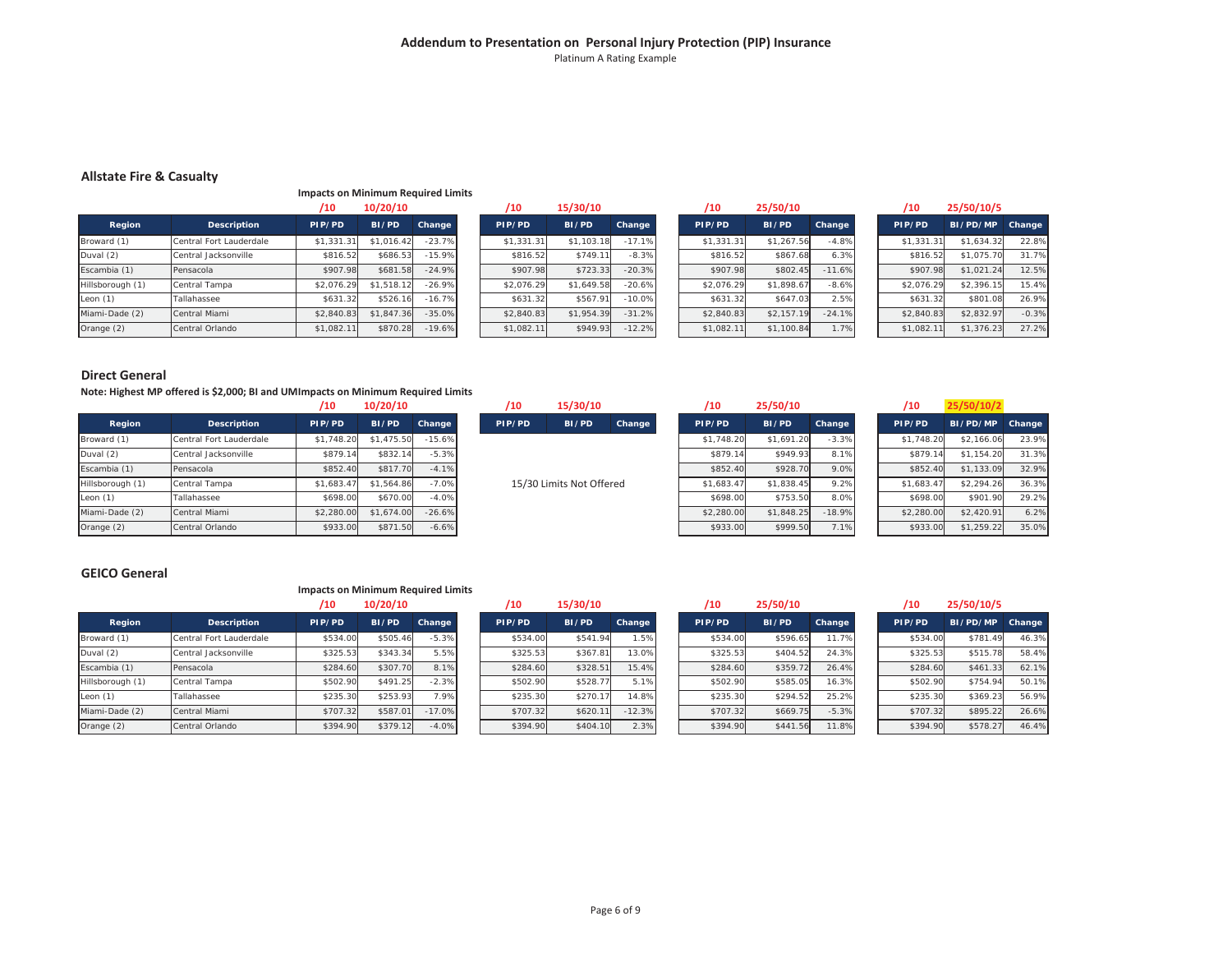## Addendum to Presentation on Personal Injury Protection (PIP) Insurance

Platinum A Rating Example

### Allstate Fire & Casualty

**Impacts on Minimum Required Limits**

| | | /10 | 10/20/10 | | /10 | 15/30/10 | | /10 | 25/50/10 | | /10 | 25/50/10/5 | |
|---|---|---|---|---|---|---|---|---|---|---|---|---|---|
| **Region** | **Description** | **PIP/PD** | **BI/PD** | **Change** | **PIP/PD** | **BI/PD** | **Change** | **PIP/PD** | **BI/PD** | **Change** | **PIP/PD** | **BI/PD/MP** | **Change** |
| Broward (1) | Central Fort Lauderdale | $1,331.31 | $1,016.42 | -23.7% | $1,331.31 | $1,103.18 | -17.1% | $1,331.31 | $1,267.56 | -4.8% | $1,331.31 | $1,634.32 | 22.8% |
| Duval (2) | Central Jacksonville | $816.52 | $686.53 | -15.9% | $816.52 | $749.11 | -8.3% | $816.52 | $867.68 | 6.3% | $816.52 | $1,075.70 | 31.7% |
| Escambia (1) | Pensacola | $907.98 | $681.58 | -24.9% | $907.98 | $723.33 | -20.3% | $907.98 | $802.45 | -11.6% | $907.98 | $1,021.24 | 12.5% |
| Hillsborough (1) | Central Tampa | $2,076.29 | $1,518.12 | -26.9% | $2,076.29 | $1,649.58 | -20.6% | $2,076.29 | $1,898.67 | -8.6% | $2,076.29 | $2,396.15 | 15.4% |
| Leon (1) | Tallahassee | $631.32 | $526.16 | -16.7% | $631.32 | $567.91 | -10.0% | $631.32 | $647.03 | 2.5% | $631.32 | $801.08 | 26.9% |
| Miami-Dade (2) | Central Miami | $2,840.83 | $1,847.36 | -35.0% | $2,840.83 | $1,954.39 | -31.2% | $2,840.83 | $2,157.19 | -24.1% | $2,840.83 | $2,832.97 | -0.3% |
| Orange (2) | Central Orlando | $1,082.11 | $870.28 | -19.6% | $1,082.11 | $949.93 | -12.2% | $1,082.11 | $1,100.84 | 1.7% | $1,082.11 | $1,376.23 | 27.2% |

### Direct General

**Note: Highest MP offered is $2,000; BI and UM Impacts on Minimum Required Limits**

15/30 Limits Not Offered

| | | /10 | 10/20/10 | | /10 | 25/50/10 | | /10 | 25/50/10/2 | |
|---|---|---|---|---|---|---|---|---|---|---|
| **Region** | **Description** | **PIP/PD** | **BI/PD** | **Change** | **PIP/PD** | **BI/PD** | **Change** | **PIP/PD** | **BI/PD/MP** | **Change** |
| Broward (1) | Central Fort Lauderdale | $1,748.20 | $1,475.50 | -15.6% | $1,748.20 | $1,691.20 | -3.3% | $1,748.20 | $2,166.06 | 23.9% |
| Duval (2) | Central Jacksonville | $879.14 | $832.14 | -5.3% | $879.14 | $949.93 | 8.1% | $879.14 | $1,154.20 | 31.3% |
| Escambia (1) | Pensacola | $852.40 | $817.70 | -4.1% | $852.40 | $928.70 | 9.0% | $852.40 | $1,133.09 | 32.9% |
| Hillsborough (1) | Central Tampa | $1,683.47 | $1,564.86 | -7.0% | $1,683.47 | $1,838.45 | 9.2% | $1,683.47 | $2,294.26 | 36.3% |
| Leon (1) | Tallahassee | $698.00 | $670.00 | -4.0% | $698.00 | $753.50 | 8.0% | $698.00 | $901.90 | 29.2% |
| Miami-Dade (2) | Central Miami | $2,280.00 | $1,674.00 | -26.6% | $2,280.00 | $1,848.25 | -18.9% | $2,280.00 | $2,420.91 | 6.2% |
| Orange (2) | Central Orlando | $933.00 | $871.50 | -6.6% | $933.00 | $999.50 | 7.1% | $933.00 | $1,259.22 | 35.0% |

### GEICO General

**Impacts on Minimum Required Limits**

| | | /10 | 10/20/10 | | /10 | 15/30/10 | | /10 | 25/50/10 | | /10 | 25/50/10/5 | |
|---|---|---|---|---|---|---|---|---|---|---|---|---|---|
| **Region** | **Description** | **PIP/PD** | **BI/PD** | **Change** | **PIP/PD** | **BI/PD** | **Change** | **PIP/PD** | **BI/PD** | **Change** | **PIP/PD** | **BI/PD/MP** | **Change** |
| Broward (1) | Central Fort Lauderdale | $534.00 | $505.46 | -5.3% | $534.00 | $541.94 | 1.5% | $534.00 | $596.65 | 11.7% | $534.00 | $781.49 | 46.3% |
| Duval (2) | Central Jacksonville | $325.53 | $343.34 | 5.5% | $325.53 | $367.81 | 13.0% | $325.53 | $404.52 | 24.3% | $325.53 | $515.78 | 58.4% |
| Escambia (1) | Pensacola | $284.60 | $307.70 | 8.1% | $284.60 | $328.51 | 15.4% | $284.60 | $359.72 | 26.4% | $284.60 | $461.33 | 62.1% |
| Hillsborough (1) | Central Tampa | $502.90 | $491.25 | -2.3% | $502.90 | $528.77 | 5.1% | $502.90 | $585.05 | 16.3% | $502.90 | $754.94 | 50.1% |
| Leon (1) | Tallahassee | $235.30 | $253.93 | 7.9% | $235.30 | $270.17 | 14.8% | $235.30 | $294.52 | 25.2% | $235.30 | $369.23 | 56.9% |
| Miami-Dade (2) | Central Miami | $707.32 | $587.01 | -17.0% | $707.32 | $620.11 | -12.3% | $707.32 | $669.75 | -5.3% | $707.32 | $895.22 | 26.6% |
| Orange (2) | Central Orlando | $394.90 | $379.12 | -4.0% | $394.90 | $404.10 | 2.3% | $394.90 | $441.56 | 11.8% | $394.90 | $578.27 | 46.4% |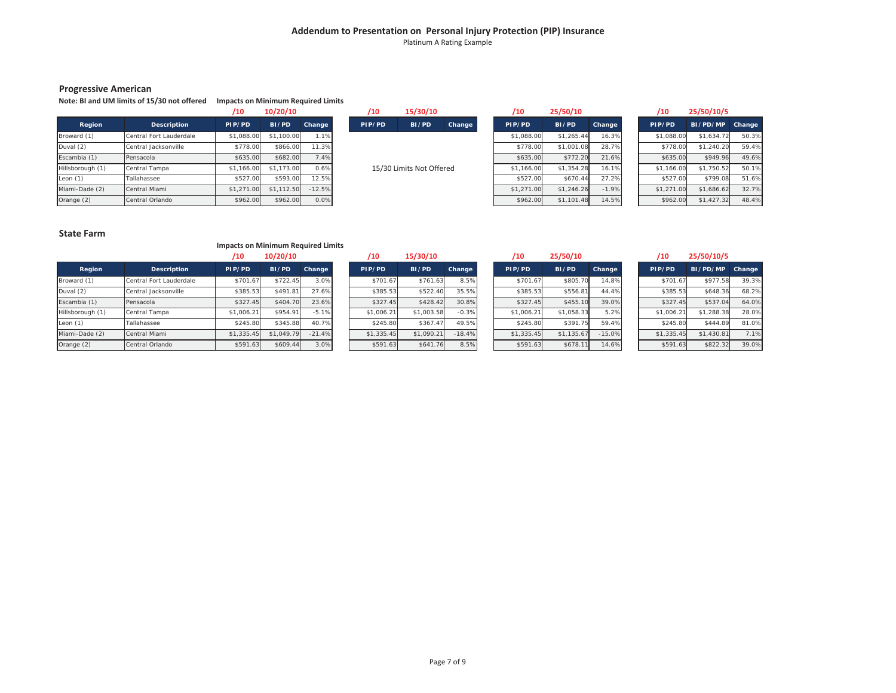## Addendum to Presentation on Personal Injury Protection (PIP) Insurance

Platinum A Rating Example

### Progressive American

**Note: BI and UM limits of 15/30 not offered**

**Impacts on Minimum Required Limits**

| Region | Description | /10 PIP/PD | 10/20/10 BI/PD | Change | /10 PIP/PD | 15/30/10 BI/PD | Change | /10 PIP/PD | 25/50/10 BI/PD | Change | /10 PIP/PD | 25/50/10/5 BI/PD/MP | Change |
|---|---|---|---|---|---|---|---|---|---|---|---|---|---|
| Broward (1) | Central Fort Lauderdale | $1,088.00 | $1,100.00 | 1.1% | 15/30 Limits Not Offered | | | $1,088.00 | $1,265.44 | 16.3% | $1,088.00 | $1,634.72 | 50.3% |
| Duval (2) | Central Jacksonville | $778.00 | $866.00 | 11.3% | | | | $778.00 | $1,001.08 | 28.7% | $778.00 | $1,240.20 | 59.4% |
| Escambia (1) | Pensacola | $635.00 | $682.00 | 7.4% | | | | $635.00 | $772.20 | 21.6% | $635.00 | $949.96 | 49.6% |
| Hillsborough (1) | Central Tampa | $1,166.00 | $1,173.00 | 0.6% | | | | $1,166.00 | $1,354.28 | 16.1% | $1,166.00 | $1,750.52 | 50.1% |
| Leon (1) | Tallahassee | $527.00 | $593.00 | 12.5% | | | | $527.00 | $670.44 | 27.2% | $527.00 | $799.08 | 51.6% |
| Miami-Dade (2) | Central Miami | $1,271.00 | $1,112.50 | -12.5% | | | | $1,271.00 | $1,246.26 | -1.9% | $1,271.00 | $1,686.62 | 32.7% |
| Orange (2) | Central Orlando | $962.00 | $962.00 | 0.0% | | | | $962.00 | $1,101.48 | 14.5% | $962.00 | $1,427.32 | 48.4% |

### State Farm

**Impacts on Minimum Required Limits**

| Region | Description | /10 PIP/PD | 10/20/10 BI/PD | Change | /10 PIP/PD | 15/30/10 BI/PD | Change | /10 PIP/PD | 25/50/10 BI/PD | Change | /10 PIP/PD | 25/50/10/5 BI/PD/MP | Change |
|---|---|---|---|---|---|---|---|---|---|---|---|---|---|
| Broward (1) | Central Fort Lauderdale | $701.67 | $722.45 | 3.0% | $701.67 | $761.63 | 8.5% | $701.67 | $805.70 | 14.8% | $701.67 | $977.58 | 39.3% |
| Duval (2) | Central Jacksonville | $385.53 | $491.81 | 27.6% | $385.53 | $522.40 | 35.5% | $385.53 | $556.81 | 44.4% | $385.53 | $648.36 | 68.2% |
| Escambia (1) | Pensacola | $327.45 | $404.70 | 23.6% | $327.45 | $428.42 | 30.8% | $327.45 | $455.10 | 39.0% | $327.45 | $537.04 | 64.0% |
| Hillsborough (1) | Central Tampa | $1,006.21 | $954.91 | -5.1% | $1,006.21 | $1,003.58 | -0.3% | $1,006.21 | $1,058.33 | 5.2% | $1,006.21 | $1,288.38 | 28.0% |
| Leon (1) | Tallahassee | $245.80 | $345.88 | 40.7% | $245.80 | $367.47 | 49.5% | $245.80 | $391.75 | 59.4% | $245.80 | $444.89 | 81.0% |
| Miami-Dade (2) | Central Miami | $1,335.45 | $1,049.79 | -21.4% | $1,335.45 | $1,090.21 | -18.4% | $1,335.45 | $1,135.67 | -15.0% | $1,335.45 | $1,430.81 | 7.1% |
| Orange (2) | Central Orlando | $591.63 | $609.44 | 3.0% | $591.63 | $641.76 | 8.5% | $591.63 | $678.11 | 14.6% | $591.63 | $822.32 | 39.0% |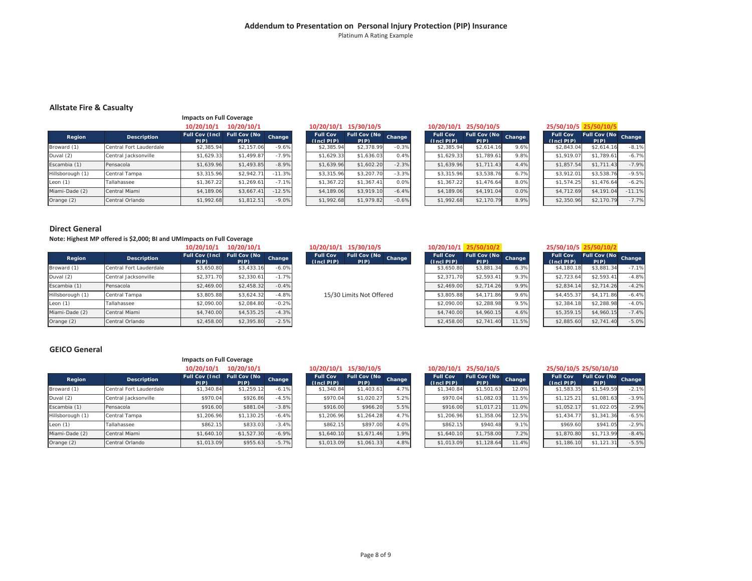## Addendum to Presentation on Personal Injury Protection (PIP) Insurance

Platinum A Rating Example

### Allstate Fire & Casualty

Impacts on Full Coverage

| | | 10/20/10/1 | 10/20/10/1 | | 10/20/10/1 | 15/30/10/5 | | 10/20/10/1 | 25/50/10/5 | | 25/50/10/5 | 25/50/10/5 | |
|---|---|---|---|---|---|---|---|---|---|---|---|---|---|
| Region | Description | Full Cov (Incl PIP) | Full Cov (No PIP) | Change | Full Cov (Incl PIP) | Full Cov (No PIP) | Change | Full Cov (Incl PIP) | Full Cov (No PIP) | Change | Full Cov (Incl PIP) | Full Cov (No PIP) | Change |
| Broward (1) | Central Fort Lauderdale | $2,385.94 | $2,157.06 | -9.6% | $2,385.94 | $2,378.99 | -0.3% | $2,385.94 | $2,614.16 | 9.6% | $2,843.04 | $2,614.16 | -8.1% |
| Duval (2) | Central Jacksonville | $1,629.33 | $1,499.87 | -7.9% | $1,629.33 | $1,636.03 | 0.4% | $1,629.33 | $1,789.61 | 9.8% | $1,919.07 | $1,789.61 | -6.7% |
| Escambia (1) | Pensacola | $1,639.96 | $1,493.85 | -8.9% | $1,639.96 | $1,602.20 | -2.3% | $1,639.96 | $1,711.43 | 4.4% | $1,857.54 | $1,711.43 | -7.9% |
| Hillsborough (1) | Central Tampa | $3,315.96 | $2,942.71 | -11.3% | $3,315.96 | $3,207.70 | -3.3% | $3,315.96 | $3,538.76 | 6.7% | $3,912.01 | $3,538.76 | -9.5% |
| Leon (1) | Tallahassee | $1,367.22 | $1,269.61 | -7.1% | $1,367.22 | $1,367.41 | 0.0% | $1,367.22 | $1,476.64 | 8.0% | $1,574.25 | $1,476.64 | -6.2% |
| Miami-Dade (2) | Central Miami | $4,189.06 | $3,667.41 | -12.5% | $4,189.06 | $3,919.10 | -6.4% | $4,189.06 | $4,191.04 | 0.0% | $4,712.69 | $4,191.04 | -11.1% |
| Orange (2) | Central Orlando | $1,992.68 | $1,812.51 | -9.0% | $1,992.68 | $1,979.82 | -0.6% | $1,992.68 | $2,170.79 | 8.9% | $2,350.96 | $2,170.79 | -7.7% |

### Direct General

Note: Highest MP offered is $2,000; BI and UM

Impacts on Full Coverage

| | | 10/20/10/1 | 10/20/10/1 | | 10/20/10/1 | 15/30/10/5 | | 10/20/10/1 | 25/50/10/2 | | 25/50/10/5 | 25/50/10/2 | |
|---|---|---|---|---|---|---|---|---|---|---|---|---|---|
| Region | Description | Full Cov (Incl PIP) | Full Cov (No PIP) | Change | Full Cov (Incl PIP) | Full Cov (No PIP) | Change | Full Cov (Incl PIP) | Full Cov (No PIP) | Change | Full Cov (Incl PIP) | Full Cov (No PIP) | Change |
| Broward (1) | Central Fort Lauderdale | $3,650.80 | $3,433.16 | -6.0% | | | | $3,650.80 | $3,881.34 | 6.3% | $4,180.18 | $3,881.34 | -7.1% |
| Duval (2) | Central Jacksonville | $2,371.70 | $2,330.61 | -1.7% | | | | $2,371.70 | $2,593.41 | 9.3% | $2,723.64 | $2,593.41 | -4.8% |
| Escambia (1) | Pensacola | $2,469.00 | $2,458.32 | -0.4% | | | | $2,469.00 | $2,714.26 | 9.9% | $2,834.14 | $2,714.26 | -4.2% |
| Hillsborough (1) | Central Tampa | $3,805.88 | $3,624.32 | -4.8% | 15/30 Limits Not Offered | | | $3,805.88 | $4,171.86 | 9.6% | $4,455.37 | $4,171.86 | -6.4% |
| Leon (1) | Tallahassee | $2,090.00 | $2,084.80 | -0.2% | | | | $2,090.00 | $2,288.98 | 9.5% | $2,384.18 | $2,288.98 | -4.0% |
| Miami-Dade (2) | Central Miami | $4,740.00 | $4,535.25 | -4.3% | | | | $4,740.00 | $4,960.15 | 4.6% | $5,359.15 | $4,960.15 | -7.4% |
| Orange (2) | Central Orlando | $2,458.00 | $2,395.80 | -2.5% | | | | $2,458.00 | $2,741.40 | 11.5% | $2,885.60 | $2,741.40 | -5.0% |

### GEICO General

Impacts on Full Coverage

| | | 10/20/10/1 | 10/20/10/1 | | 10/20/10/1 | 15/30/10/5 | | 10/20/10/1 | 25/50/10/5 | | 25/50/10/5 | 25/50/10/10 | |
|---|---|---|---|---|---|---|---|---|---|---|---|---|---|
| Region | Description | Full Cov (Incl PIP) | Full Cov (No PIP) | Change | Full Cov (Incl PIP) | Full Cov (No PIP) | Change | Full Cov (Incl PIP) | Full Cov (No PIP) | Change | Full Cov (Incl PIP) | Full Cov (No PIP) | Change |
| Broward (1) | Central Fort Lauderdale | $1,340.84 | $1,259.12 | -6.1% | $1,340.84 | $1,403.61 | 4.7% | $1,340.84 | $1,501.63 | 12.0% | $1,583.35 | $1,549.59 | -2.1% |
| Duval (2) | Central Jacksonville | $970.04 | $926.86 | -4.5% | $970.04 | $1,020.27 | 5.2% | $970.04 | $1,082.03 | 11.5% | $1,125.21 | $1,081.63 | -3.9% |
| Escambia (1) | Pensacola | $916.00 | $881.04 | -3.8% | $916.00 | $966.20 | 5.5% | $916.00 | $1,017.21 | 11.0% | $1,052.17 | $1,022.05 | -2.9% |
| Hillsborough (1) | Central Tampa | $1,206.96 | $1,130.25 | -6.4% | $1,206.96 | $1,264.28 | 4.7% | $1,206.96 | $1,358.06 | 12.5% | $1,434.77 | $1,341.36 | -6.5% |
| Leon (1) | Tallahassee | $862.15 | $833.03 | -3.4% | $862.15 | $897.00 | 4.0% | $862.15 | $940.48 | 9.1% | $969.60 | $941.05 | -2.9% |
| Miami-Dade (2) | Central Miami | $1,640.10 | $1,527.30 | -6.9% | $1,640.10 | $1,671.46 | 1.9% | $1,640.10 | $1,758.00 | 7.2% | $1,870.80 | $1,713.99 | -8.4% |
| Orange (2) | Central Orlando | $1,013.09 | $955.63 | -5.7% | $1,013.09 | $1,061.33 | 4.8% | $1,013.09 | $1,128.64 | 11.4% | $1,186.10 | $1,121.31 | -5.5% |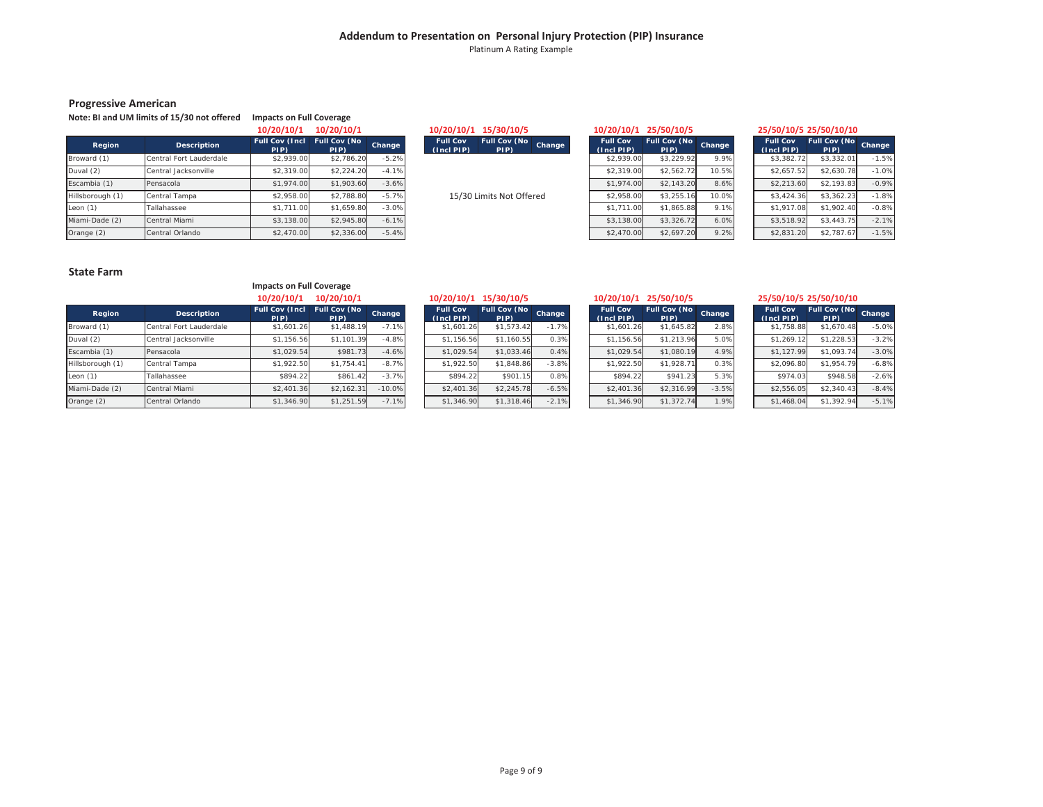## Addendum to Presentation on Personal Injury Protection (PIP) Insurance

Platinum A Rating Example

### Progressive American

**Note: BI and UM limits of 15/30 not offered**

**Impacts on Full Coverage**

| | | 10/20/10/1 | 10/20/10/1 | | 10/20/10/1 | 15/30/10/5 | | 10/20/10/1 | 25/50/10/5 | | 25/50/10/5 | 25/50/10/10 | |
|---|---|---|---|---|---|---|---|---|---|---|---|---|---|
| **Region** | **Description** | **Full Cov (Incl PIP)** | **Full Cov (No PIP)** | **Change** | **Full Cov (Incl PIP)** | **Full Cov (No PIP)** | **Change** | **Full Cov (Incl PIP)** | **Full Cov (No PIP)** | **Change** | **Full Cov (Incl PIP)** | **Full Cov (No PIP)** | **Change** |
| Broward (1) | Central Fort Lauderdale | $2,939.00 | $2,786.20 | -5.2% | 15/30 Limits Not Offered | | | $2,939.00 | $3,229.92 | 9.9% | $3,382.72 | $3,332.01 | -1.5% |
| Duval (2) | Central Jacksonville | $2,319.00 | $2,224.20 | -4.1% | | | | $2,319.00 | $2,562.72 | 10.5% | $2,657.52 | $2,630.78 | -1.0% |
| Escambia (1) | Pensacola | $1,974.00 | $1,903.60 | -3.6% | | | | $1,974.00 | $2,143.20 | 8.6% | $2,213.60 | $2,193.83 | -0.9% |
| Hillsborough (1) | Central Tampa | $2,958.00 | $2,788.80 | -5.7% | | | | $2,958.00 | $3,255.16 | 10.0% | $3,424.36 | $3,362.23 | -1.8% |
| Leon (1) | Tallahassee | $1,711.00 | $1,659.80 | -3.0% | | | | $1,711.00 | $1,865.88 | 9.1% | $1,917.08 | $1,902.40 | -0.8% |
| Miami-Dade (2) | Central Miami | $3,138.00 | $2,945.80 | -6.1% | | | | $3,138.00 | $3,326.72 | 6.0% | $3,518.92 | $3,443.75 | -2.1% |
| Orange (2) | Central Orlando | $2,470.00 | $2,336.00 | -5.4% | | | | $2,470.00 | $2,697.20 | 9.2% | $2,831.20 | $2,787.67 | -1.5% |

### State Farm

**Impacts on Full Coverage**

| | | 10/20/10/1 | 10/20/10/1 | | 10/20/10/1 | 15/30/10/5 | | 10/20/10/1 | 25/50/10/5 | | 25/50/10/5 | 25/50/10/10 | |
|---|---|---|---|---|---|---|---|---|---|---|---|---|---|
| **Region** | **Description** | **Full Cov (Incl PIP)** | **Full Cov (No PIP)** | **Change** | **Full Cov (Incl PIP)** | **Full Cov (No PIP)** | **Change** | **Full Cov (Incl PIP)** | **Full Cov (No PIP)** | **Change** | **Full Cov (Incl PIP)** | **Full Cov (No PIP)** | **Change** |
| Broward (1) | Central Fort Lauderdale | $1,601.26 | $1,488.19 | -7.1% | $1,601.26 | $1,573.42 | -1.7% | $1,601.26 | $1,645.82 | 2.8% | $1,758.88 | $1,670.48 | -5.0% |
| Duval (2) | Central Jacksonville | $1,156.56 | $1,101.39 | -4.8% | $1,156.56 | $1,160.55 | 0.3% | $1,156.56 | $1,213.96 | 5.0% | $1,269.12 | $1,228.53 | -3.2% |
| Escambia (1) | Pensacola | $1,029.54 | $981.73 | -4.6% | $1,029.54 | $1,033.46 | 0.4% | $1,029.54 | $1,080.19 | 4.9% | $1,127.99 | $1,093.74 | -3.0% |
| Hillsborough (1) | Central Tampa | $1,922.50 | $1,754.41 | -8.7% | $1,922.50 | $1,848.86 | -3.8% | $1,922.50 | $1,928.71 | 0.3% | $2,096.80 | $1,954.79 | -6.8% |
| Leon (1) | Tallahassee | $894.22 | $861.42 | -3.7% | $894.22 | $901.15 | 0.8% | $894.22 | $941.23 | 5.3% | $974.03 | $948.58 | -2.6% |
| Miami-Dade (2) | Central Miami | $2,401.36 | $2,162.31 | -10.0% | $2,401.36 | $2,245.78 | -6.5% | $2,401.36 | $2,316.99 | -3.5% | $2,556.05 | $2,340.43 | -8.4% |
| Orange (2) | Central Orlando | $1,346.90 | $1,251.59 | -7.1% | $1,346.90 | $1,318.46 | -2.1% | $1,346.90 | $1,372.74 | 1.9% | $1,468.04 | $1,392.94 | -5.1% |